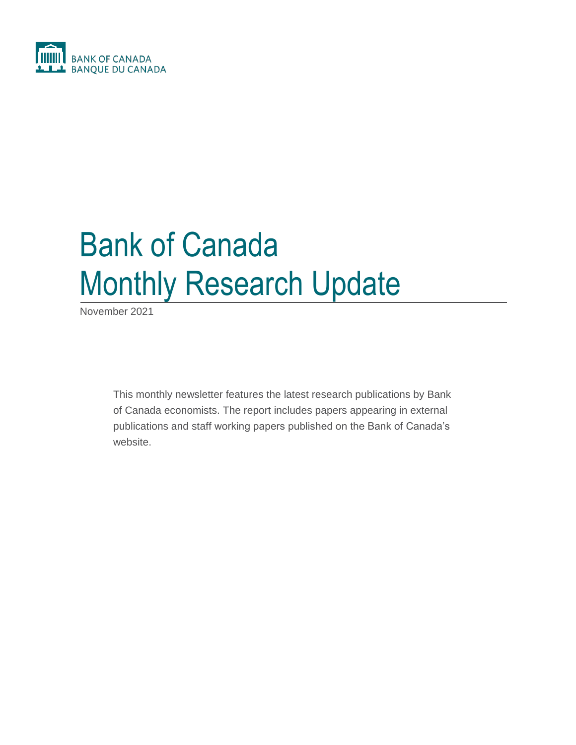BANK OF CANADA
BANQUE DU CANADA

# Bank of Canada Monthly Research Update

November 2021

This monthly newsletter features the latest research publications by Bank of Canada economists. The report includes papers appearing in external publications and staff working papers published on the Bank of Canada's website.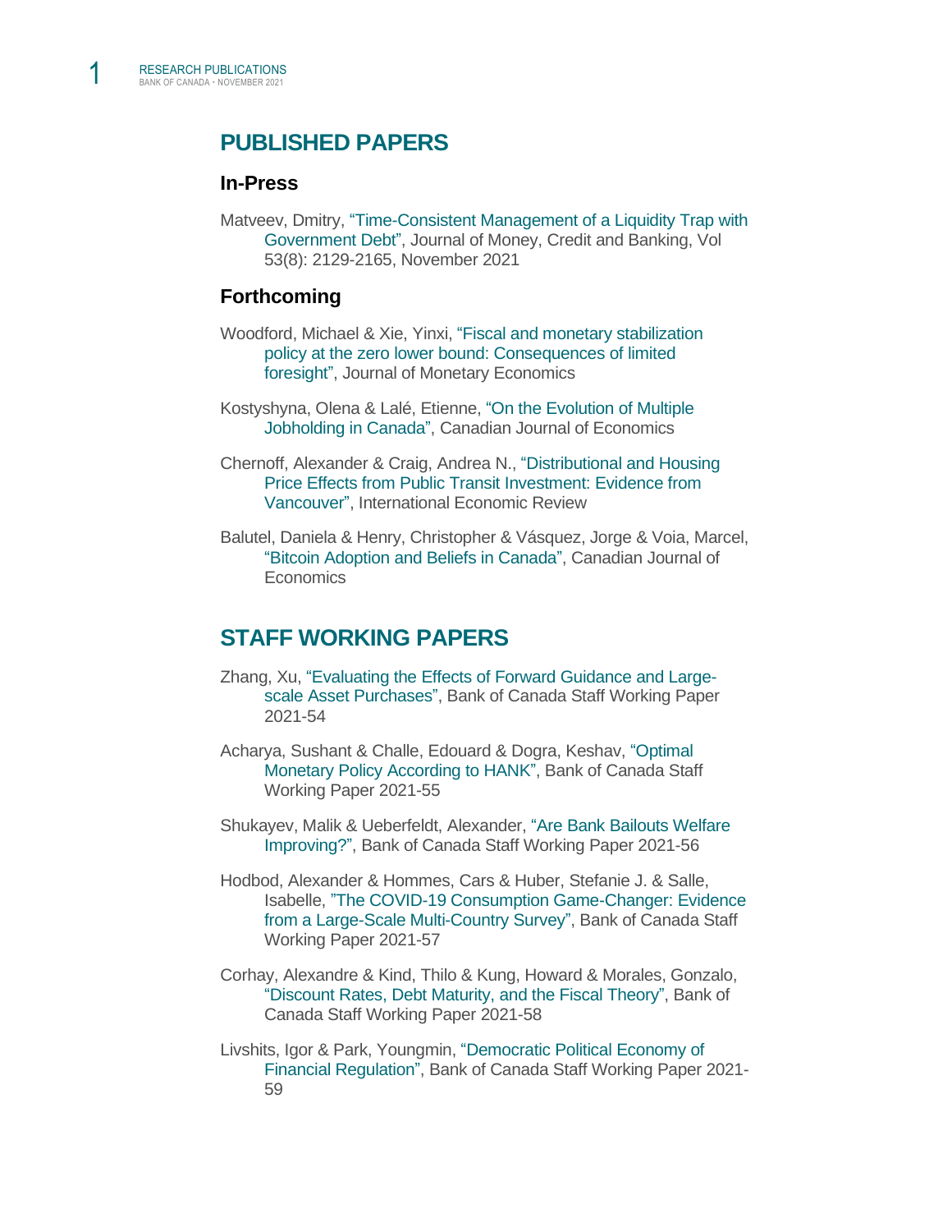## PUBLISHED PAPERS

### In-Press

Matveev, Dmitry, "Time-Consistent Management of a Liquidity Trap with Government Debt", Journal of Money, Credit and Banking, Vol 53(8): 2129-2165, November 2021

### Forthcoming

Woodford, Michael & Xie, Yinxi, "Fiscal and monetary stabilization policy at the zero lower bound: Consequences of limited foresight", Journal of Monetary Economics

Kostyshyna, Olena & Lalé, Etienne, "On the Evolution of Multiple Jobholding in Canada", Canadian Journal of Economics

Chernoff, Alexander & Craig, Andrea N., "Distributional and Housing Price Effects from Public Transit Investment: Evidence from Vancouver", International Economic Review

Balutel, Daniela & Henry, Christopher & Vásquez, Jorge & Voia, Marcel, "Bitcoin Adoption and Beliefs in Canada", Canadian Journal of Economics

## STAFF WORKING PAPERS

Zhang, Xu, "Evaluating the Effects of Forward Guidance and Large-scale Asset Purchases", Bank of Canada Staff Working Paper 2021-54

Acharya, Sushant & Challe, Edouard & Dogra, Keshav, "Optimal Monetary Policy According to HANK", Bank of Canada Staff Working Paper 2021-55

Shukayev, Malik & Ueberfeldt, Alexander, "Are Bank Bailouts Welfare Improving?", Bank of Canada Staff Working Paper 2021-56

Hodbod, Alexander & Hommes, Cars & Huber, Stefanie J. & Salle, Isabelle, "The COVID-19 Consumption Game-Changer: Evidence from a Large-Scale Multi-Country Survey", Bank of Canada Staff Working Paper 2021-57

Corhay, Alexandre & Kind, Thilo & Kung, Howard & Morales, Gonzalo, "Discount Rates, Debt Maturity, and the Fiscal Theory", Bank of Canada Staff Working Paper 2021-58

Livshits, Igor & Park, Youngmin, "Democratic Political Economy of Financial Regulation", Bank of Canada Staff Working Paper 2021-59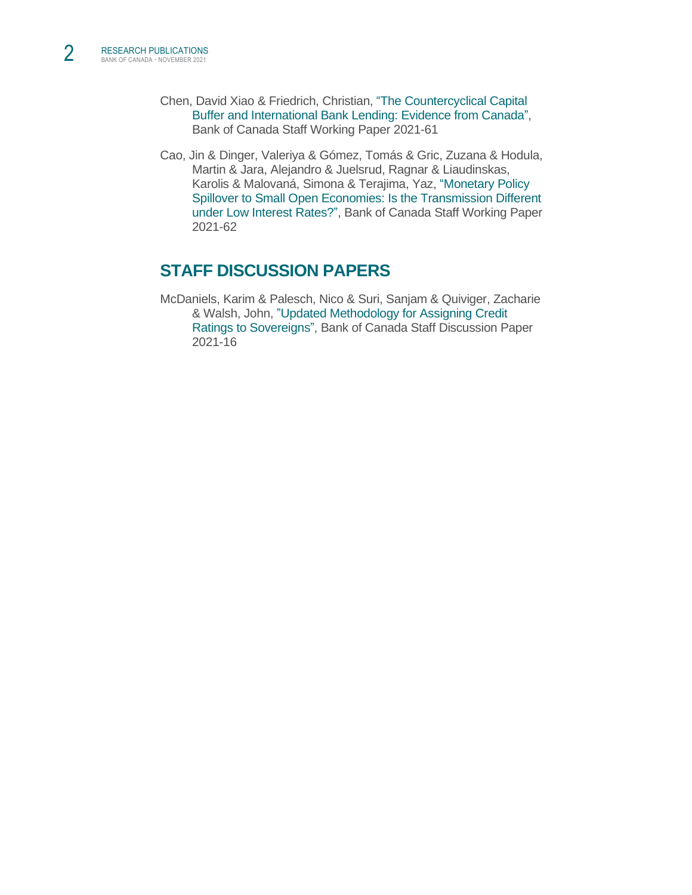Chen, David Xiao & Friedrich, Christian, "The Countercyclical Capital Buffer and International Bank Lending: Evidence from Canada", Bank of Canada Staff Working Paper 2021-61

Cao, Jin & Dinger, Valeriya & Gómez, Tomás & Gric, Zuzana & Hodula, Martin & Jara, Alejandro & Juelsrud, Ragnar & Liaudinskas, Karolis & Malovaná, Simona & Terajima, Yaz, "Monetary Policy Spillover to Small Open Economies: Is the Transmission Different under Low Interest Rates?", Bank of Canada Staff Working Paper 2021-62

## STAFF DISCUSSION PAPERS

McDaniels, Karim & Palesch, Nico & Suri, Sanjam & Quiviger, Zacharie & Walsh, John, "Updated Methodology for Assigning Credit Ratings to Sovereigns", Bank of Canada Staff Discussion Paper 2021-16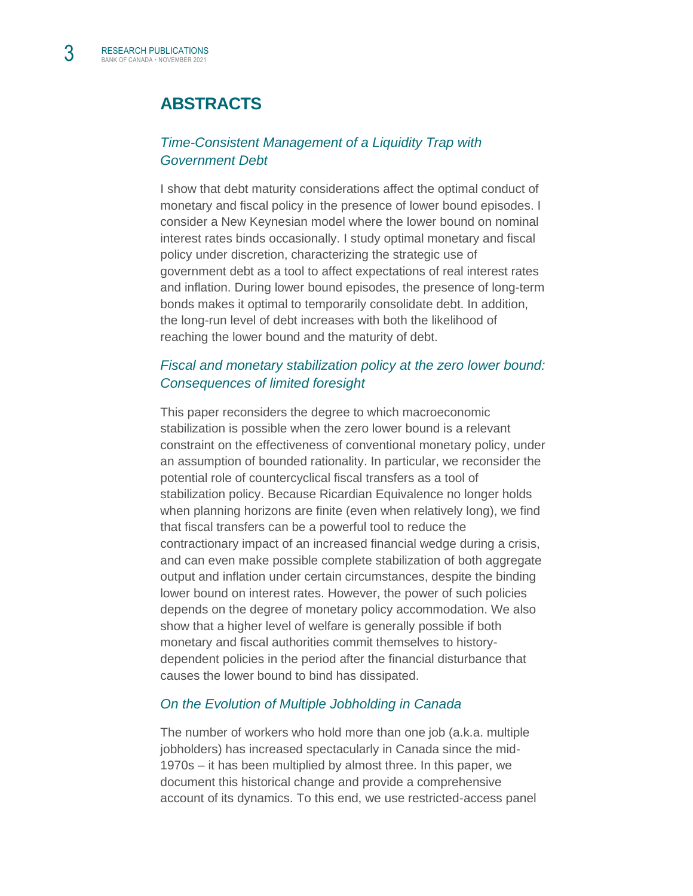## ABSTRACTS

### *Time-Consistent Management of a Liquidity Trap with Government Debt*

I show that debt maturity considerations affect the optimal conduct of monetary and fiscal policy in the presence of lower bound episodes. I consider a New Keynesian model where the lower bound on nominal interest rates binds occasionally. I study optimal monetary and fiscal policy under discretion, characterizing the strategic use of government debt as a tool to affect expectations of real interest rates and inflation. During lower bound episodes, the presence of long-term bonds makes it optimal to temporarily consolidate debt. In addition, the long-run level of debt increases with both the likelihood of reaching the lower bound and the maturity of debt.

### *Fiscal and monetary stabilization policy at the zero lower bound: Consequences of limited foresight*

This paper reconsiders the degree to which macroeconomic stabilization is possible when the zero lower bound is a relevant constraint on the effectiveness of conventional monetary policy, under an assumption of bounded rationality. In particular, we reconsider the potential role of countercyclical fiscal transfers as a tool of stabilization policy. Because Ricardian Equivalence no longer holds when planning horizons are finite (even when relatively long), we find that fiscal transfers can be a powerful tool to reduce the contractionary impact of an increased financial wedge during a crisis, and can even make possible complete stabilization of both aggregate output and inflation under certain circumstances, despite the binding lower bound on interest rates. However, the power of such policies depends on the degree of monetary policy accommodation. We also show that a higher level of welfare is generally possible if both monetary and fiscal authorities commit themselves to history-dependent policies in the period after the financial disturbance that causes the lower bound to bind has dissipated.

### *On the Evolution of Multiple Jobholding in Canada*

The number of workers who hold more than one job (a.k.a. multiple jobholders) has increased spectacularly in Canada since the mid-1970s – it has been multiplied by almost three. In this paper, we document this historical change and provide a comprehensive account of its dynamics. To this end, we use restricted-access panel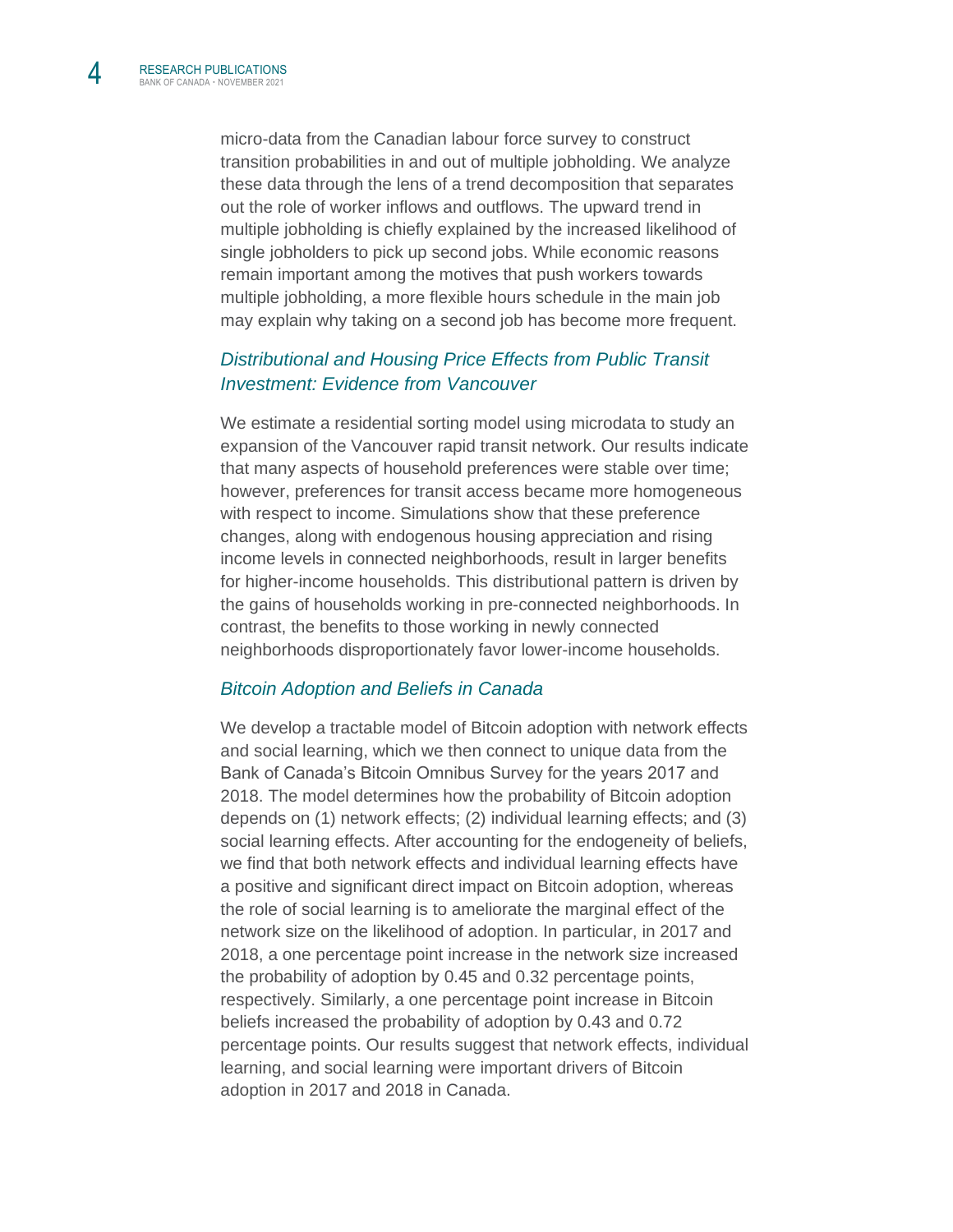micro-data from the Canadian labour force survey to construct transition probabilities in and out of multiple jobholding. We analyze these data through the lens of a trend decomposition that separates out the role of worker inflows and outflows. The upward trend in multiple jobholding is chiefly explained by the increased likelihood of single jobholders to pick up second jobs. While economic reasons remain important among the motives that push workers towards multiple jobholding, a more flexible hours schedule in the main job may explain why taking on a second job has become more frequent.

### *Distributional and Housing Price Effects from Public Transit Investment: Evidence from Vancouver*

We estimate a residential sorting model using microdata to study an expansion of the Vancouver rapid transit network. Our results indicate that many aspects of household preferences were stable over time; however, preferences for transit access became more homogeneous with respect to income. Simulations show that these preference changes, along with endogenous housing appreciation and rising income levels in connected neighborhoods, result in larger benefits for higher-income households. This distributional pattern is driven by the gains of households working in pre-connected neighborhoods. In contrast, the benefits to those working in newly connected neighborhoods disproportionately favor lower-income households.

### *Bitcoin Adoption and Beliefs in Canada*

We develop a tractable model of Bitcoin adoption with network effects and social learning, which we then connect to unique data from the Bank of Canada's Bitcoin Omnibus Survey for the years 2017 and 2018. The model determines how the probability of Bitcoin adoption depends on (1) network effects; (2) individual learning effects; and (3) social learning effects. After accounting for the endogeneity of beliefs, we find that both network effects and individual learning effects have a positive and significant direct impact on Bitcoin adoption, whereas the role of social learning is to ameliorate the marginal effect of the network size on the likelihood of adoption. In particular, in 2017 and 2018, a one percentage point increase in the network size increased the probability of adoption by 0.45 and 0.32 percentage points, respectively. Similarly, a one percentage point increase in Bitcoin beliefs increased the probability of adoption by 0.43 and 0.72 percentage points. Our results suggest that network effects, individual learning, and social learning were important drivers of Bitcoin adoption in 2017 and 2018 in Canada.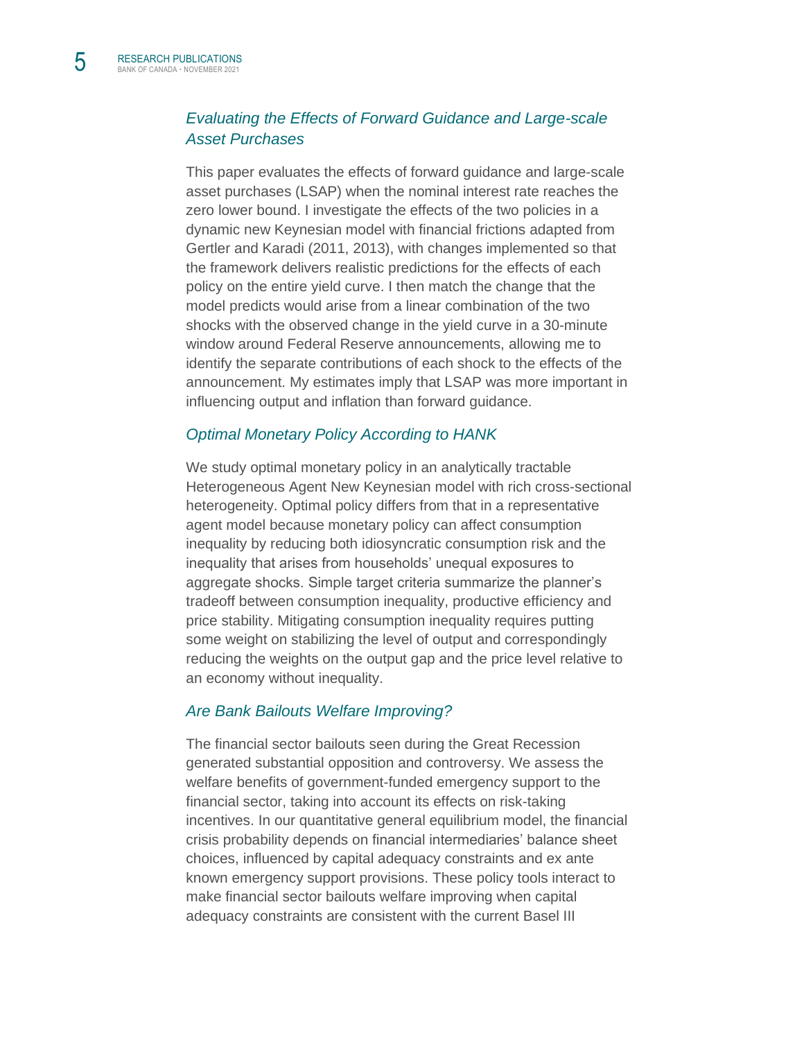### *Evaluating the Effects of Forward Guidance and Large-scale Asset Purchases*

This paper evaluates the effects of forward guidance and large-scale asset purchases (LSAP) when the nominal interest rate reaches the zero lower bound. I investigate the effects of the two policies in a dynamic new Keynesian model with financial frictions adapted from Gertler and Karadi (2011, 2013), with changes implemented so that the framework delivers realistic predictions for the effects of each policy on the entire yield curve. I then match the change that the model predicts would arise from a linear combination of the two shocks with the observed change in the yield curve in a 30-minute window around Federal Reserve announcements, allowing me to identify the separate contributions of each shock to the effects of the announcement. My estimates imply that LSAP was more important in influencing output and inflation than forward guidance.

### *Optimal Monetary Policy According to HANK*

We study optimal monetary policy in an analytically tractable Heterogeneous Agent New Keynesian model with rich cross-sectional heterogeneity. Optimal policy differs from that in a representative agent model because monetary policy can affect consumption inequality by reducing both idiosyncratic consumption risk and the inequality that arises from households' unequal exposures to aggregate shocks. Simple target criteria summarize the planner's tradeoff between consumption inequality, productive efficiency and price stability. Mitigating consumption inequality requires putting some weight on stabilizing the level of output and correspondingly reducing the weights on the output gap and the price level relative to an economy without inequality.

### *Are Bank Bailouts Welfare Improving?*

The financial sector bailouts seen during the Great Recession generated substantial opposition and controversy. We assess the welfare benefits of government-funded emergency support to the financial sector, taking into account its effects on risk-taking incentives. In our quantitative general equilibrium model, the financial crisis probability depends on financial intermediaries' balance sheet choices, influenced by capital adequacy constraints and ex ante known emergency support provisions. These policy tools interact to make financial sector bailouts welfare improving when capital adequacy constraints are consistent with the current Basel III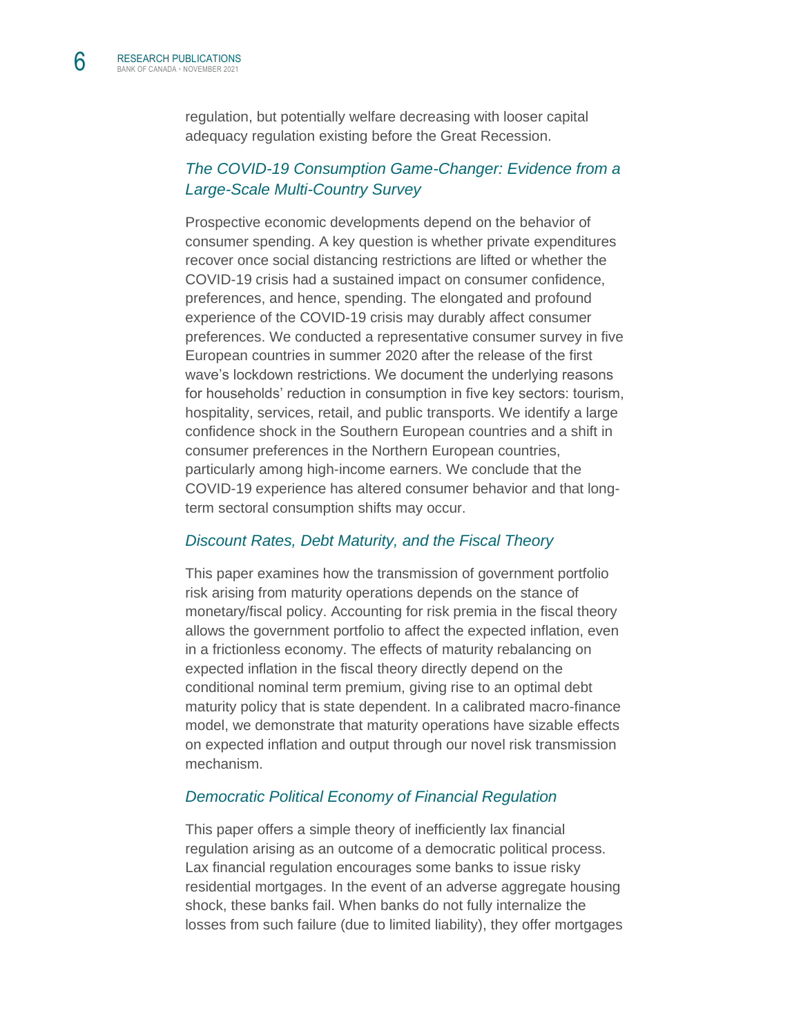regulation, but potentially welfare decreasing with looser capital adequacy regulation existing before the Great Recession.

### *The COVID-19 Consumption Game-Changer: Evidence from a Large-Scale Multi-Country Survey*

Prospective economic developments depend on the behavior of consumer spending. A key question is whether private expenditures recover once social distancing restrictions are lifted or whether the COVID-19 crisis had a sustained impact on consumer confidence, preferences, and hence, spending. The elongated and profound experience of the COVID-19 crisis may durably affect consumer preferences. We conducted a representative consumer survey in five European countries in summer 2020 after the release of the first wave's lockdown restrictions. We document the underlying reasons for households' reduction in consumption in five key sectors: tourism, hospitality, services, retail, and public transports. We identify a large confidence shock in the Southern European countries and a shift in consumer preferences in the Northern European countries, particularly among high-income earners. We conclude that the COVID-19 experience has altered consumer behavior and that long-term sectoral consumption shifts may occur.

### *Discount Rates, Debt Maturity, and the Fiscal Theory*

This paper examines how the transmission of government portfolio risk arising from maturity operations depends on the stance of monetary/fiscal policy. Accounting for risk premia in the fiscal theory allows the government portfolio to affect the expected inflation, even in a frictionless economy. The effects of maturity rebalancing on expected inflation in the fiscal theory directly depend on the conditional nominal term premium, giving rise to an optimal debt maturity policy that is state dependent. In a calibrated macro-finance model, we demonstrate that maturity operations have sizable effects on expected inflation and output through our novel risk transmission mechanism.

### *Democratic Political Economy of Financial Regulation*

This paper offers a simple theory of inefficiently lax financial regulation arising as an outcome of a democratic political process. Lax financial regulation encourages some banks to issue risky residential mortgages. In the event of an adverse aggregate housing shock, these banks fail. When banks do not fully internalize the losses from such failure (due to limited liability), they offer mortgages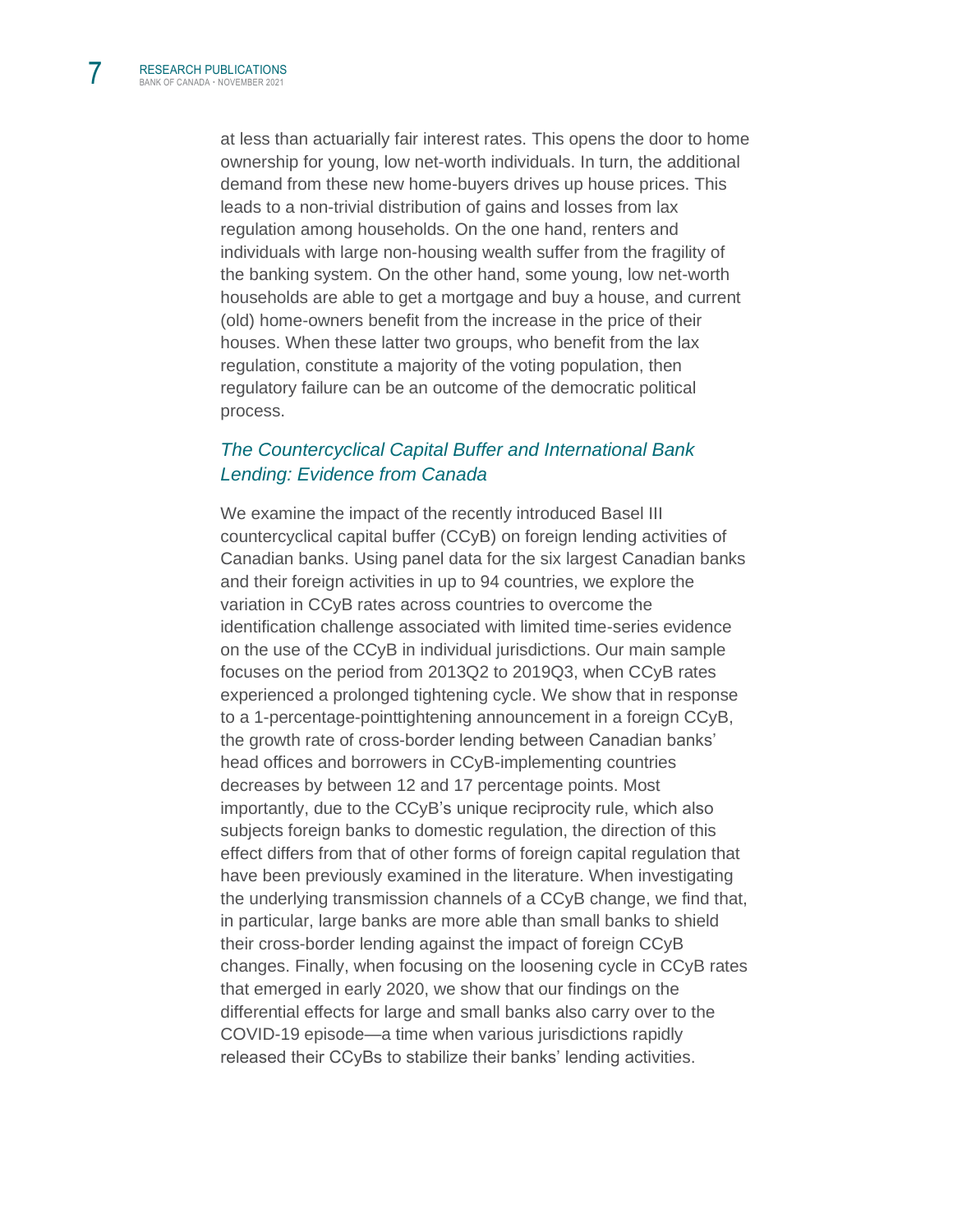at less than actuarially fair interest rates. This opens the door to home ownership for young, low net-worth individuals. In turn, the additional demand from these new home-buyers drives up house prices. This leads to a non-trivial distribution of gains and losses from lax regulation among households. On the one hand, renters and individuals with large non-housing wealth suffer from the fragility of the banking system. On the other hand, some young, low net-worth households are able to get a mortgage and buy a house, and current (old) home-owners benefit from the increase in the price of their houses. When these latter two groups, who benefit from the lax regulation, constitute a majority of the voting population, then regulatory failure can be an outcome of the democratic political process.

### *The Countercyclical Capital Buffer and International Bank Lending: Evidence from Canada*

We examine the impact of the recently introduced Basel III countercyclical capital buffer (CCyB) on foreign lending activities of Canadian banks. Using panel data for the six largest Canadian banks and their foreign activities in up to 94 countries, we explore the variation in CCyB rates across countries to overcome the identification challenge associated with limited time-series evidence on the use of the CCyB in individual jurisdictions. Our main sample focuses on the period from 2013Q2 to 2019Q3, when CCyB rates experienced a prolonged tightening cycle. We show that in response to a 1-percentage-pointtightening announcement in a foreign CCyB, the growth rate of cross-border lending between Canadian banks' head offices and borrowers in CCyB-implementing countries decreases by between 12 and 17 percentage points. Most importantly, due to the CCyB's unique reciprocity rule, which also subjects foreign banks to domestic regulation, the direction of this effect differs from that of other forms of foreign capital regulation that have been previously examined in the literature. When investigating the underlying transmission channels of a CCyB change, we find that, in particular, large banks are more able than small banks to shield their cross-border lending against the impact of foreign CCyB changes. Finally, when focusing on the loosening cycle in CCyB rates that emerged in early 2020, we show that our findings on the differential effects for large and small banks also carry over to the COVID-19 episode—a time when various jurisdictions rapidly released their CCyBs to stabilize their banks' lending activities.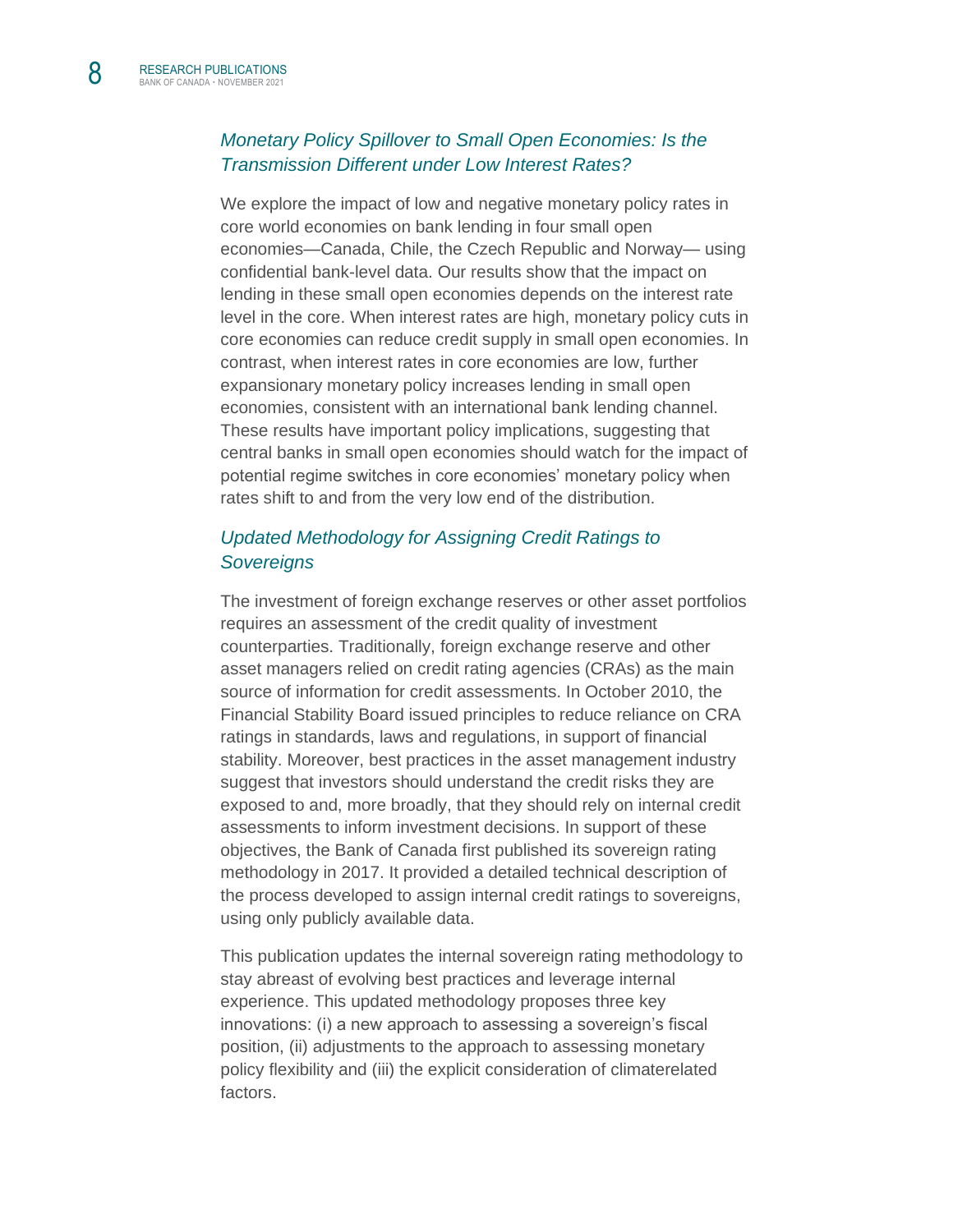### *Monetary Policy Spillover to Small Open Economies: Is the Transmission Different under Low Interest Rates?*

We explore the impact of low and negative monetary policy rates in core world economies on bank lending in four small open economies—Canada, Chile, the Czech Republic and Norway— using confidential bank-level data. Our results show that the impact on lending in these small open economies depends on the interest rate level in the core. When interest rates are high, monetary policy cuts in core economies can reduce credit supply in small open economies. In contrast, when interest rates in core economies are low, further expansionary monetary policy increases lending in small open economies, consistent with an international bank lending channel. These results have important policy implications, suggesting that central banks in small open economies should watch for the impact of potential regime switches in core economies' monetary policy when rates shift to and from the very low end of the distribution.

### *Updated Methodology for Assigning Credit Ratings to Sovereigns*

The investment of foreign exchange reserves or other asset portfolios requires an assessment of the credit quality of investment counterparties. Traditionally, foreign exchange reserve and other asset managers relied on credit rating agencies (CRAs) as the main source of information for credit assessments. In October 2010, the Financial Stability Board issued principles to reduce reliance on CRA ratings in standards, laws and regulations, in support of financial stability. Moreover, best practices in the asset management industry suggest that investors should understand the credit risks they are exposed to and, more broadly, that they should rely on internal credit assessments to inform investment decisions. In support of these objectives, the Bank of Canada first published its sovereign rating methodology in 2017. It provided a detailed technical description of the process developed to assign internal credit ratings to sovereigns, using only publicly available data.

This publication updates the internal sovereign rating methodology to stay abreast of evolving best practices and leverage internal experience. This updated methodology proposes three key innovations: (i) a new approach to assessing a sovereign's fiscal position, (ii) adjustments to the approach to assessing monetary policy flexibility and (iii) the explicit consideration of climaterelated factors.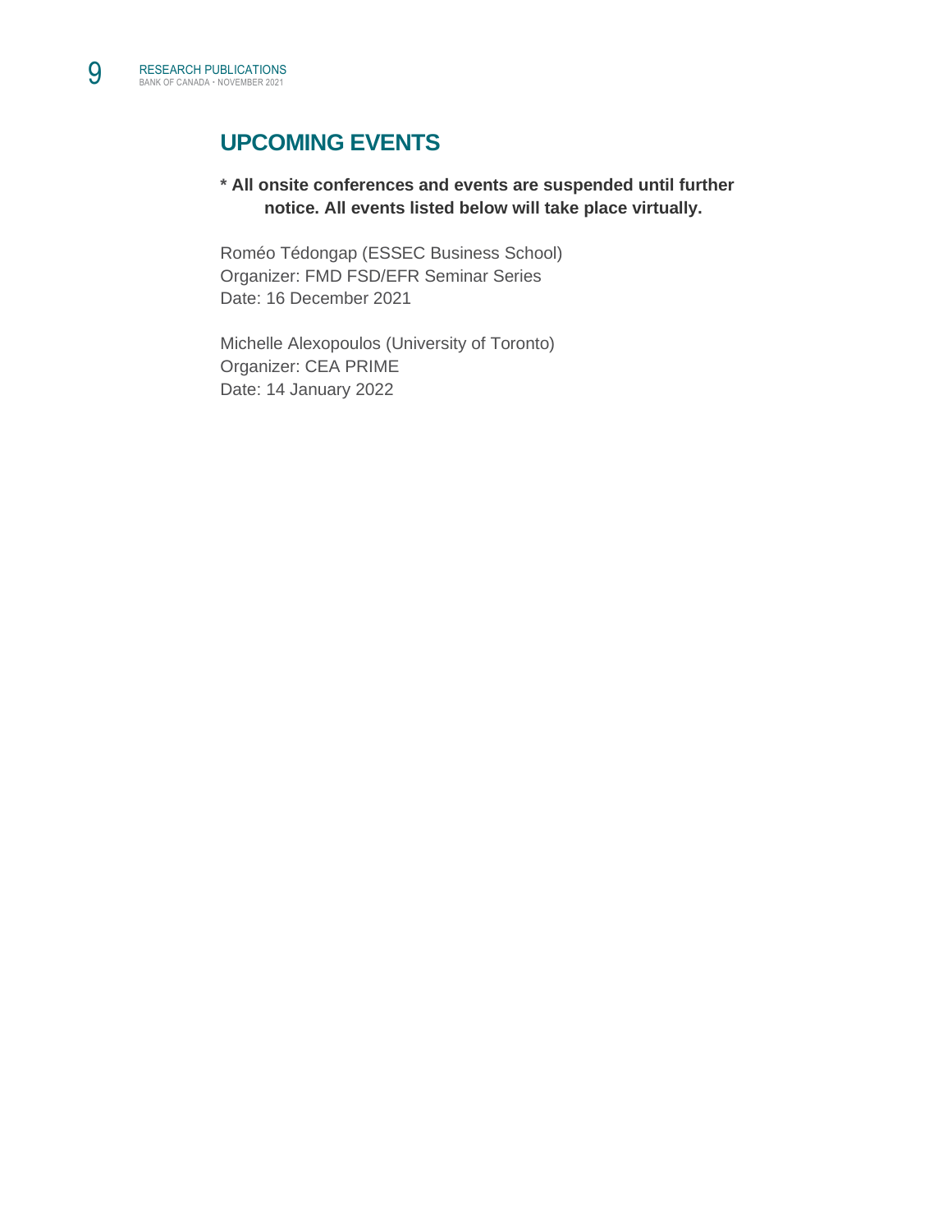## UPCOMING EVENTS

**\* All onsite conferences and events are suspended until further notice. All events listed below will take place virtually.**

Roméo Tédongap (ESSEC Business School)
Organizer: FMD FSD/EFR Seminar Series
Date: 16 December 2021

Michelle Alexopoulos (University of Toronto)
Organizer: CEA PRIME
Date: 14 January 2022